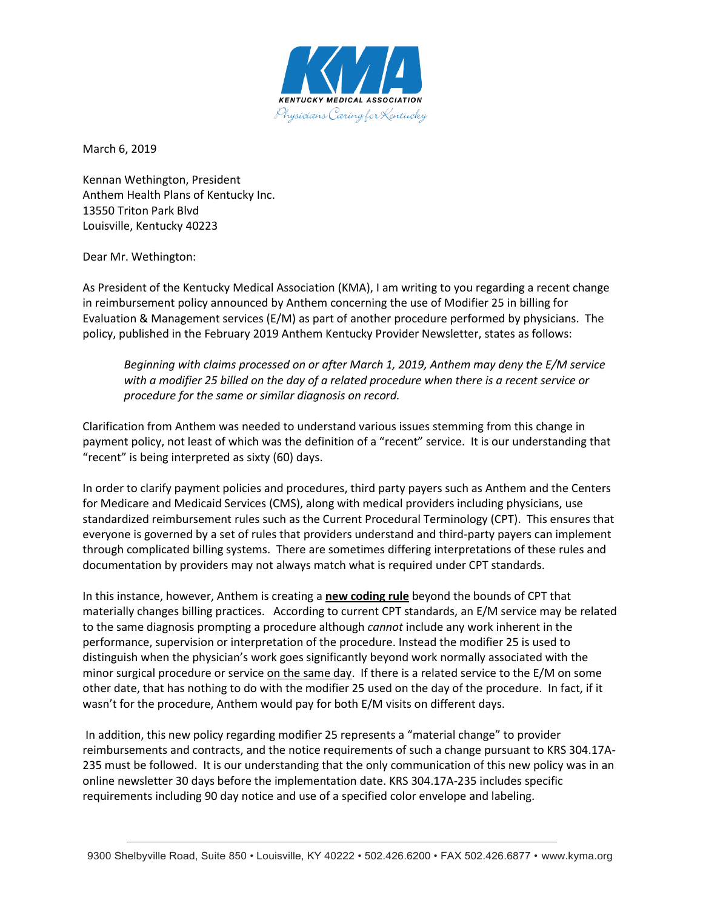KENTUCKY MEDICAL ASSOCIATION

*Physicians Caring for Kentucky*

March 6, 2019

Kennan Wethington, President
Anthem Health Plans of Kentucky Inc.
13550 Triton Park Blvd
Louisville, Kentucky 40223

Dear Mr. Wethington:

As President of the Kentucky Medical Association (KMA), I am writing to you regarding a recent change in reimbursement policy announced by Anthem concerning the use of Modifier 25 in billing for Evaluation & Management services (E/M) as part of another procedure performed by physicians. The policy, published in the February 2019 Anthem Kentucky Provider Newsletter, states as follows:

> *Beginning with claims processed on or after March 1, 2019, Anthem may deny the E/M service with a modifier 25 billed on the day of a related procedure when there is a recent service or procedure for the same or similar diagnosis on record.*

Clarification from Anthem was needed to understand various issues stemming from this change in payment policy, not least of which was the definition of a "recent" service. It is our understanding that "recent" is being interpreted as sixty (60) days.

In order to clarify payment policies and procedures, third party payers such as Anthem and the Centers for Medicare and Medicaid Services (CMS), along with medical providers including physicians, use standardized reimbursement rules such as the Current Procedural Terminology (CPT). This ensures that everyone is governed by a set of rules that providers understand and third-party payers can implement through complicated billing systems. There are sometimes differing interpretations of these rules and documentation by providers may not always match what is required under CPT standards.

In this instance, however, Anthem is creating a <u>**new coding rule**</u> beyond the bounds of CPT that materially changes billing practices. According to current CPT standards, an E/M service may be related to the same diagnosis prompting a procedure although *cannot* include any work inherent in the performance, supervision or interpretation of the procedure. Instead the modifier 25 is used to distinguish when the physician's work goes significantly beyond work normally associated with the minor surgical procedure or service <u>on the same day</u>. If there is a related service to the E/M on some other date, that has nothing to do with the modifier 25 used on the day of the procedure. In fact, if it wasn't for the procedure, Anthem would pay for both E/M visits on different days.

In addition, this new policy regarding modifier 25 represents a "material change" to provider reimbursements and contracts, and the notice requirements of such a change pursuant to KRS 304.17A-235 must be followed. It is our understanding that the only communication of this new policy was in an online newsletter 30 days before the implementation date. KRS 304.17A-235 includes specific requirements including 90 day notice and use of a specified color envelope and labeling.

9300 Shelbyville Road, Suite 850 • Louisville, KY 40222 • 502.426.6200 • FAX 502.426.6877 • www.kyma.org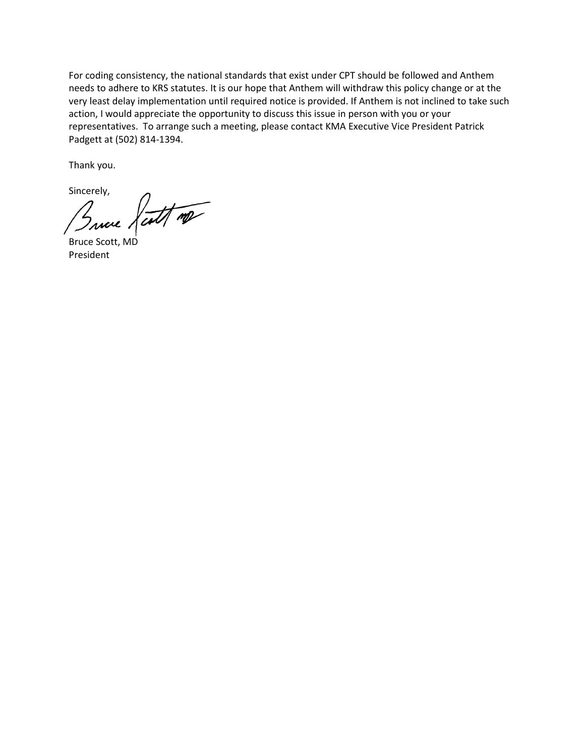For coding consistency, the national standards that exist under CPT should be followed and Anthem needs to adhere to KRS statutes. It is our hope that Anthem will withdraw this policy change or at the very least delay implementation until required notice is provided. If Anthem is not inclined to take such action, I would appreciate the opportunity to discuss this issue in person with you or your representatives. To arrange such a meeting, please contact KMA Executive Vice President Patrick Padgett at (502) 814-1394.

Thank you.

Sincerely,

Bruce Scott, MD
President